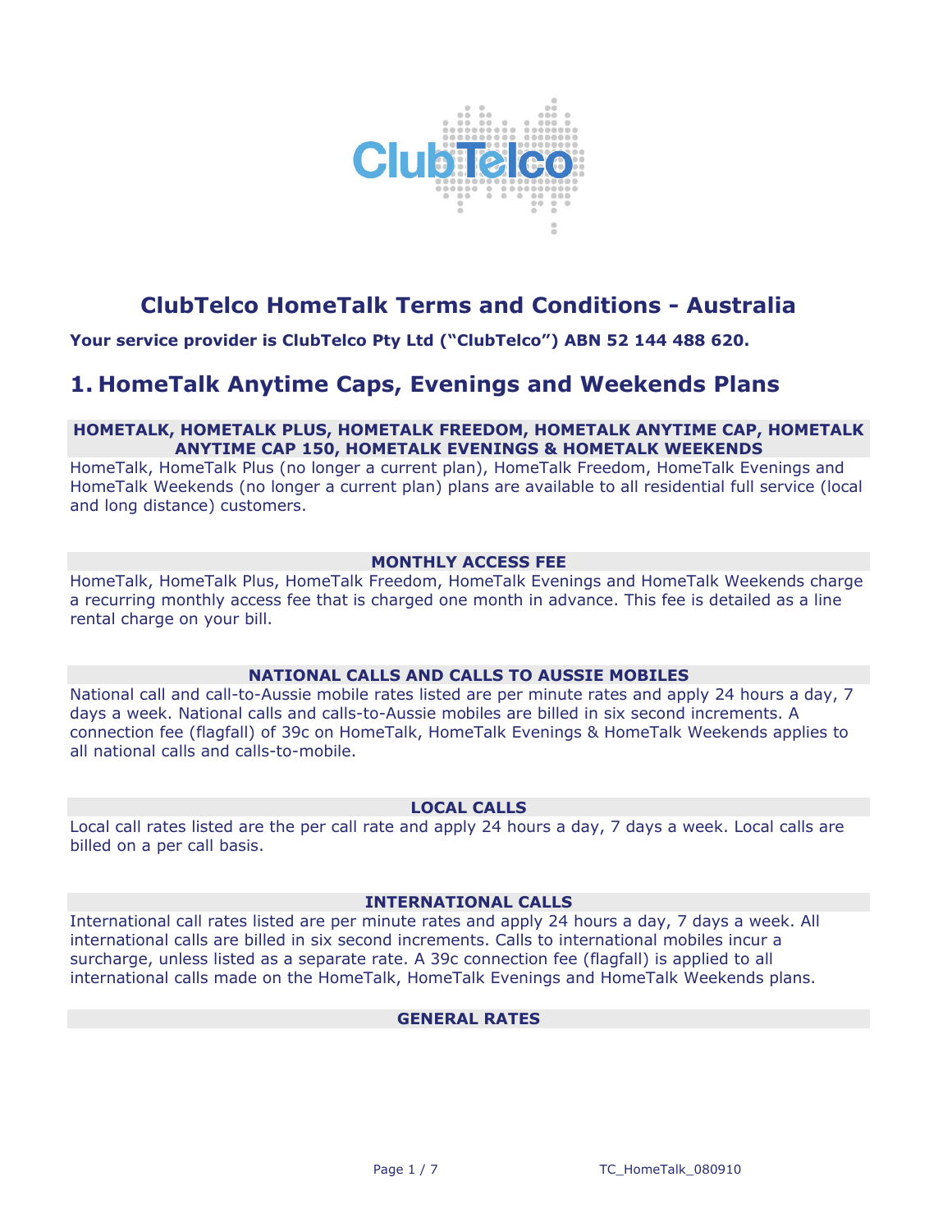# ClubTelco HomeTalk Terms and Conditions - Australia

**Your service provider is ClubTelco Pty Ltd ("ClubTelco") ABN 52 144 488 620.**

## 1. HomeTalk Anytime Caps, Evenings and Weekends Plans

### HOMETALK, HOMETALK PLUS, HOMETALK FREEDOM, HOMETALK ANYTIME CAP, HOMETALK ANYTIME CAP 150, HOMETALK EVENINGS & HOMETALK WEEKENDS

HomeTalk, HomeTalk Plus (no longer a current plan), HomeTalk Freedom, HomeTalk Evenings and HomeTalk Weekends (no longer a current plan) plans are available to all residential full service (local and long distance) customers.

### MONTHLY ACCESS FEE

HomeTalk, HomeTalk Plus, HomeTalk Freedom, HomeTalk Evenings and HomeTalk Weekends charge a recurring monthly access fee that is charged one month in advance. This fee is detailed as a line rental charge on your bill.

### NATIONAL CALLS AND CALLS TO AUSSIE MOBILES

National call and call-to-Aussie mobile rates listed are per minute rates and apply 24 hours a day, 7 days a week. National calls and calls-to-Aussie mobiles are billed in six second increments. A connection fee (flagfall) of 39c on HomeTalk, HomeTalk Evenings & HomeTalk Weekends applies to all national calls and calls-to-mobile.

### LOCAL CALLS

Local call rates listed are the per call rate and apply 24 hours a day, 7 days a week. Local calls are billed on a per call basis.

### INTERNATIONAL CALLS

International call rates listed are per minute rates and apply 24 hours a day, 7 days a week. All international calls are billed in six second increments. Calls to international mobiles incur a surcharge, unless listed as a separate rate. A 39c connection fee (flagfall) is applied to all international calls made on the HomeTalk, HomeTalk Evenings and HomeTalk Weekends plans.

### GENERAL RATES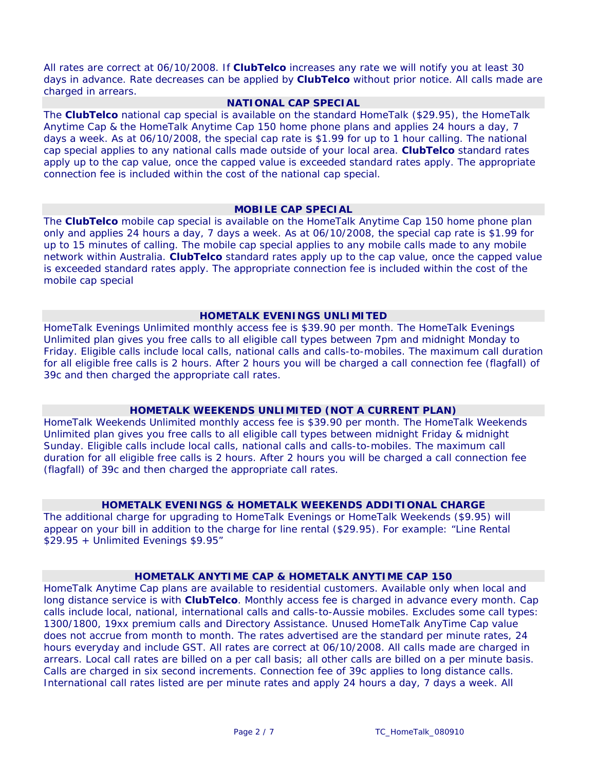All rates are correct at 06/10/2008. If **ClubTelco** increases any rate we will notify you at least 30 days in advance. Rate decreases can be applied by **ClubTelco** without prior notice. All calls made are charged in arrears.

## NATIONAL CAP SPECIAL

The **ClubTelco** national cap special is available on the standard HomeTalk ($29.95), the HomeTalk Anytime Cap & the HomeTalk Anytime Cap 150 home phone plans and applies 24 hours a day, 7 days a week. As at 06/10/2008, the special cap rate is $1.99 for up to 1 hour calling. The national cap special applies to any national calls made outside of your local area. **ClubTelco** standard rates apply up to the cap value, once the capped value is exceeded standard rates apply. The appropriate connection fee is included within the cost of the national cap special.

## MOBILE CAP SPECIAL

The **ClubTelco** mobile cap special is available on the HomeTalk Anytime Cap 150 home phone plan only and applies 24 hours a day, 7 days a week. As at 06/10/2008, the special cap rate is $1.99 for up to 15 minutes of calling. The mobile cap special applies to any mobile calls made to any mobile network within Australia. **ClubTelco** standard rates apply up to the cap value, once the capped value is exceeded standard rates apply. The appropriate connection fee is included within the cost of the mobile cap special

## HOMETALK EVENINGS UNLIMITED

HomeTalk Evenings Unlimited monthly access fee is $39.90 per month. The HomeTalk Evenings Unlimited plan gives you free calls to all eligible call types between 7pm and midnight Monday to Friday. Eligible calls include local calls, national calls and calls-to-mobiles. The maximum call duration for all eligible free calls is 2 hours. After 2 hours you will be charged a call connection fee (flagfall) of 39c and then charged the appropriate call rates.

## HOMETALK WEEKENDS UNLIMITED (NOT A CURRENT PLAN)

HomeTalk Weekends Unlimited monthly access fee is $39.90 per month. The HomeTalk Weekends Unlimited plan gives you free calls to all eligible call types between midnight Friday & midnight Sunday. Eligible calls include local calls, national calls and calls-to-mobiles. The maximum call duration for all eligible free calls is 2 hours. After 2 hours you will be charged a call connection fee (flagfall) of 39c and then charged the appropriate call rates.

## HOMETALK EVENINGS & HOMETALK WEEKENDS ADDITIONAL CHARGE

The additional charge for upgrading to HomeTalk Evenings or HomeTalk Weekends ($9.95) will appear on your bill in addition to the charge for line rental ($29.95). For example: "Line Rental $29.95 + Unlimited Evenings $9.95"

## HOMETALK ANYTIME CAP & HOMETALK ANYTIME CAP 150

HomeTalk Anytime Cap plans are available to residential customers. Available only when local and long distance service is with **ClubTelco**. Monthly access fee is charged in advance every month. Cap calls include local, national, international calls and calls-to-Aussie mobiles. Excludes some call types: 1300/1800, 19xx premium calls and Directory Assistance. Unused HomeTalk AnyTime Cap value does not accrue from month to month. The rates advertised are the standard per minute rates, 24 hours everyday and include GST. All rates are correct at 06/10/2008. All calls made are charged in arrears. Local call rates are billed on a per call basis; all other calls are billed on a per minute basis. Calls are charged in six second increments. Connection fee of 39c applies to long distance calls. International call rates listed are per minute rates and apply 24 hours a day, 7 days a week. All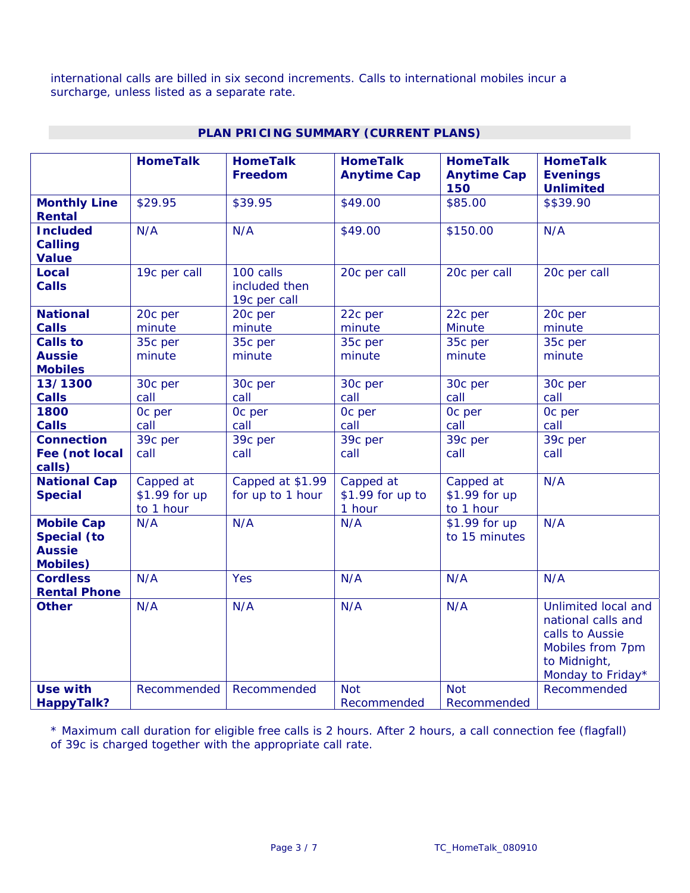international calls are billed in six second increments. Calls to international mobiles incur a surcharge, unless listed as a separate rate.

## PLAN PRICING SUMMARY (CURRENT PLANS)

| | HomeTalk | HomeTalk Freedom | HomeTalk Anytime Cap | HomeTalk Anytime Cap 150 | HomeTalk Evenings Unlimited |
|---|---|---|---|---|---|
| **Monthly Line Rental** | $29.95 | $39.95 | $49.00 | $85.00 | $$39.90 |
| **Included Calling Value** | N/A | N/A | $49.00 | $150.00 | N/A |
| **Local Calls** | 19c per call | 100 calls included then 19c per call | 20c per call | 20c per call | 20c per call |
| **National Calls** | 20c per minute | 20c per minute | 22c per minute | 22c per Minute | 20c per minute |
| **Calls to Aussie Mobiles** | 35c per minute | 35c per minute | 35c per minute | 35c per minute | 35c per minute |
| **13/1300 Calls** | 30c per call | 30c per call | 30c per call | 30c per call | 30c per call |
| **1800 Calls** | 0c per call | 0c per call | 0c per call | 0c per call | 0c per call |
| **Connection Fee (not local calls)** | 39c per call | 39c per call | 39c per call | 39c per call | 39c per call |
| **National Cap Special** | Capped at $1.99 for up to 1 hour | Capped at $1.99 for up to 1 hour | Capped at $1.99 for up to 1 hour | Capped at $1.99 for up to 1 hour | N/A |
| **Mobile Cap Special (to Aussie Mobiles)** | N/A | N/A | N/A | $1.99 for up to 15 minutes | N/A |
| **Cordless Rental Phone** | N/A | Yes | N/A | N/A | N/A |
| **Other** | N/A | N/A | N/A | N/A | Unlimited local and national calls and calls to Aussie Mobiles from 7pm to Midnight, Monday to Friday* |
| **Use with HappyTalk?** | Recommended | Recommended | Not Recommended | Not Recommended | Recommended |

* Maximum call duration for eligible free calls is 2 hours. After 2 hours, a call connection fee (flagfall) of 39c is charged together with the appropriate call rate.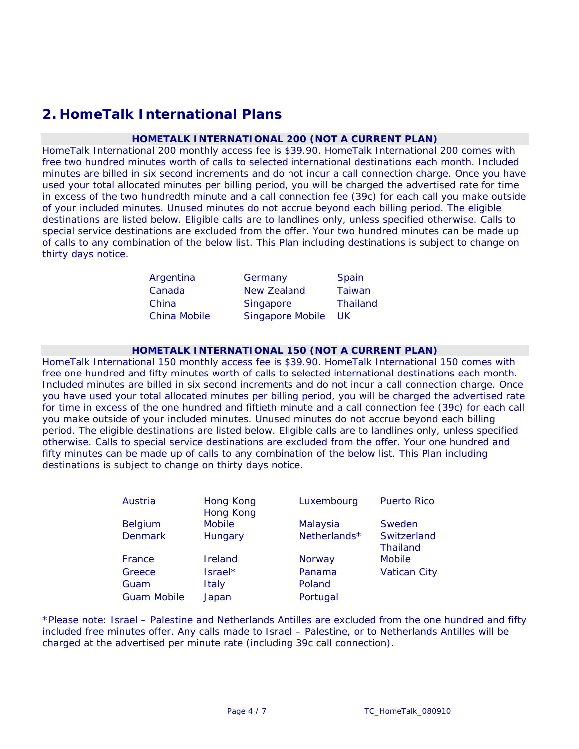## 2. HomeTalk International Plans

**HOMETALK INTERNATIONAL 200 (NOT A CURRENT PLAN)**

HomeTalk International 200 monthly access fee is $39.90. HomeTalk International 200 comes with free two hundred minutes worth of calls to selected international destinations each month. Included minutes are billed in six second increments and do not incur a call connection charge. Once you have used your total allocated minutes per billing period, you will be charged the advertised rate for time in excess of the two hundredth minute and a call connection fee (39c) for each call you make outside of your included minutes. Unused minutes do not accrue beyond each billing period. The eligible destinations are listed below. Eligible calls are to landlines only, unless specified otherwise. Calls to special service destinations are excluded from the offer. Your two hundred minutes can be made up of calls to any combination of the below list. This Plan including destinations is subject to change on thirty days notice.

| | | |
|---|---|---|
| Argentina | Germany | Spain |
| Canada | New Zealand | Taiwan |
| China | Singapore | Thailand |
| China Mobile | Singapore Mobile | UK |

**HOMETALK INTERNATIONAL 150 (NOT A CURRENT PLAN)**

HomeTalk International 150 monthly access fee is $39.90. HomeTalk International 150 comes with free one hundred and fifty minutes worth of calls to selected international destinations each month. Included minutes are billed in six second increments and do not incur a call connection charge. Once you have used your total allocated minutes per billing period, you will be charged the advertised rate for time in excess of the one hundred and fiftieth minute and a call connection fee (39c) for each call you make outside of your included minutes. Unused minutes do not accrue beyond each billing period. The eligible destinations are listed below. Eligible calls are to landlines only, unless specified otherwise. Calls to special service destinations are excluded from the offer. Your one hundred and fifty minutes can be made up of calls to any combination of the below list. This Plan including destinations is subject to change on thirty days notice.

| | | | |
|---|---|---|---|
| Austria | Hong Kong | Luxembourg | Puerto Rico |
| Belgium | Hong Kong Mobile | Malaysia | Sweden |
| Denmark | Hungary | Netherlands* | Switzerland |
| France | Ireland | Norway | Thailand Mobile |
| Greece | Israel* | Panama | Vatican City |
| Guam | Italy | Poland | |
| Guam Mobile | Japan | Portugal | |

*Please note: Israel – Palestine and Netherlands Antilles are excluded from the one hundred and fifty included free minutes offer. Any calls made to Israel – Palestine, or to Netherlands Antilles will be charged at the advertised per minute rate (including 39c call connection).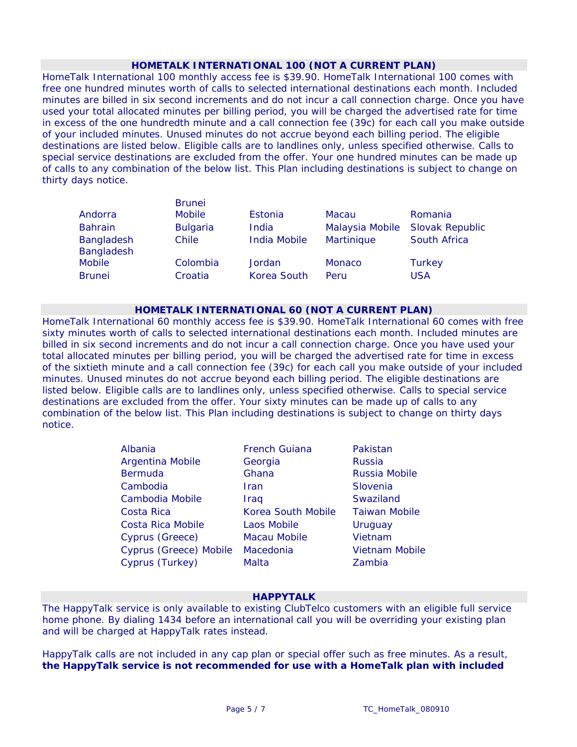## HOMETALK INTERNATIONAL 100 (NOT A CURRENT PLAN)

HomeTalk International 100 monthly access fee is $39.90. HomeTalk International 100 comes with free one hundred minutes worth of calls to selected international destinations each month. Included minutes are billed in six second increments and do not incur a call connection charge. Once you have used your total allocated minutes per billing period, you will be charged the advertised rate for time in excess of the one hundredth minute and a call connection fee (39c) for each call you make outside of your included minutes. Unused minutes do not accrue beyond each billing period. The eligible destinations are listed below. Eligible calls are to landlines only, unless specified otherwise. Calls to special service destinations are excluded from the offer. Your one hundred minutes can be made up of calls to any combination of the below list. This Plan including destinations is subject to change on thirty days notice.

| | | | | |
|---|---|---|---|---|
| Andorra | Brunei Mobile | Estonia | Macau | Romania |
| Bahrain | Bulgaria | India | Malaysia Mobile | Slovak Republic |
| Bangladesh | Chile | India Mobile | Martinique | South Africa |
| Bangladesh Mobile | Colombia | Jordan | Monaco | Turkey |
| Brunei | Croatia | Korea South | Peru | USA |

## HOMETALK INTERNATIONAL 60 (NOT A CURRENT PLAN)

HomeTalk International 60 monthly access fee is $39.90. HomeTalk International 60 comes with free sixty minutes worth of calls to selected international destinations each month. Included minutes are billed in six second increments and do not incur a call connection charge. Once you have used your total allocated minutes per billing period, you will be charged the advertised rate for time in excess of the sixtieth minute and a call connection fee (39c) for each call you make outside of your included minutes. Unused minutes do not accrue beyond each billing period. The eligible destinations are listed below. Eligible calls are to landlines only, unless specified otherwise. Calls to special service destinations are excluded from the offer. Your sixty minutes can be made up of calls to any combination of the below list. This Plan including destinations is subject to change on thirty days notice.

| | | |
|---|---|---|
| Albania | French Guiana | Pakistan |
| Argentina Mobile | Georgia | Russia |
| Bermuda | Ghana | Russia Mobile |
| Cambodia | Iran | Slovenia |
| Cambodia Mobile | Iraq | Swaziland |
| Costa Rica | Korea South Mobile | Taiwan Mobile |
| Costa Rica Mobile | Laos Mobile | Uruguay |
| Cyprus (Greece) | Macau Mobile | Vietnam |
| Cyprus (Greece) Mobile | Macedonia | Vietnam Mobile |
| Cyprus (Turkey) | Malta | Zambia |

## HAPPYTALK

The HappyTalk service is only available to existing ClubTelco customers with an eligible full service home phone. By dialing 1434 before an international call you will be overriding your existing plan and will be charged at HappyTalk rates instead.

HappyTalk calls are not included in any cap plan or special offer such as free minutes. As a result, **the HappyTalk service is not recommended for use with a HomeTalk plan with included**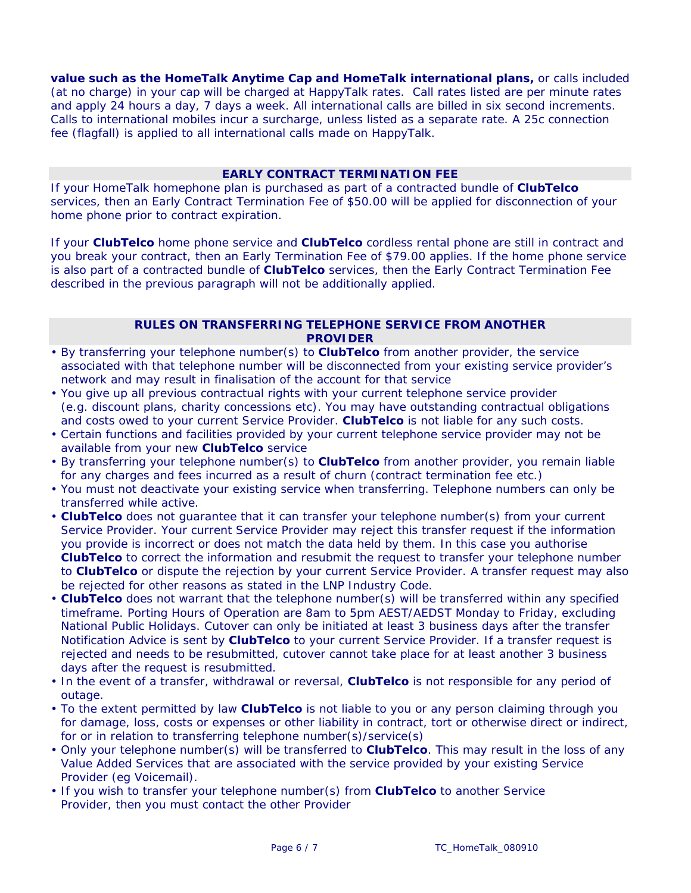**value such as the HomeTalk Anytime Cap and HomeTalk international plans,** or calls included (at no charge) in your cap will be charged at HappyTalk rates. Call rates listed are per minute rates and apply 24 hours a day, 7 days a week. All international calls are billed in six second increments. Calls to international mobiles incur a surcharge, unless listed as a separate rate. A 25c connection fee (flagfall) is applied to all international calls made on HappyTalk.

## EARLY CONTRACT TERMINATION FEE

If your HomeTalk homephone plan is purchased as part of a contracted bundle of **ClubTelco** services, then an Early Contract Termination Fee of $50.00 will be applied for disconnection of your home phone prior to contract expiration.

If your **ClubTelco** home phone service and **ClubTelco** cordless rental phone are still in contract and you break your contract, then an Early Termination Fee of $79.00 applies. If the home phone service is also part of a contracted bundle of **ClubTelco** services, then the Early Contract Termination Fee described in the previous paragraph will not be additionally applied.

## RULES ON TRANSFERRING TELEPHONE SERVICE FROM ANOTHER PROVIDER

- By transferring your telephone number(s) to **ClubTelco** from another provider, the service associated with that telephone number will be disconnected from your existing service provider's network and may result in finalisation of the account for that service
- You give up all previous contractual rights with your current telephone service provider (e.g. discount plans, charity concessions etc). You may have outstanding contractual obligations and costs owed to your current Service Provider. **ClubTelco** is not liable for any such costs.
- Certain functions and facilities provided by your current telephone service provider may not be available from your new **ClubTelco** service
- By transferring your telephone number(s) to **ClubTelco** from another provider, you remain liable for any charges and fees incurred as a result of churn (contract termination fee etc.)
- You must not deactivate your existing service when transferring. Telephone numbers can only be transferred while active.
- **ClubTelco** does not guarantee that it can transfer your telephone number(s) from your current Service Provider. Your current Service Provider may reject this transfer request if the information you provide is incorrect or does not match the data held by them. In this case you authorise **ClubTelco** to correct the information and resubmit the request to transfer your telephone number to **ClubTelco** or dispute the rejection by your current Service Provider. A transfer request may also be rejected for other reasons as stated in the LNP Industry Code.
- **ClubTelco** does not warrant that the telephone number(s) will be transferred within any specified timeframe. Porting Hours of Operation are 8am to 5pm AEST/AEDST Monday to Friday, excluding National Public Holidays. Cutover can only be initiated at least 3 business days after the transfer Notification Advice is sent by **ClubTelco** to your current Service Provider. If a transfer request is rejected and needs to be resubmitted, cutover cannot take place for at least another 3 business days after the request is resubmitted.
- In the event of a transfer, withdrawal or reversal, **ClubTelco** is not responsible for any period of outage.
- To the extent permitted by law **ClubTelco** is not liable to you or any person claiming through you for damage, loss, costs or expenses or other liability in contract, tort or otherwise direct or indirect, for or in relation to transferring telephone number(s)/service(s)
- Only your telephone number(s) will be transferred to **ClubTelco**. This may result in the loss of any Value Added Services that are associated with the service provided by your existing Service Provider (eg Voicemail).
- If you wish to transfer your telephone number(s) from **ClubTelco** to another Service Provider, then you must contact the other Provider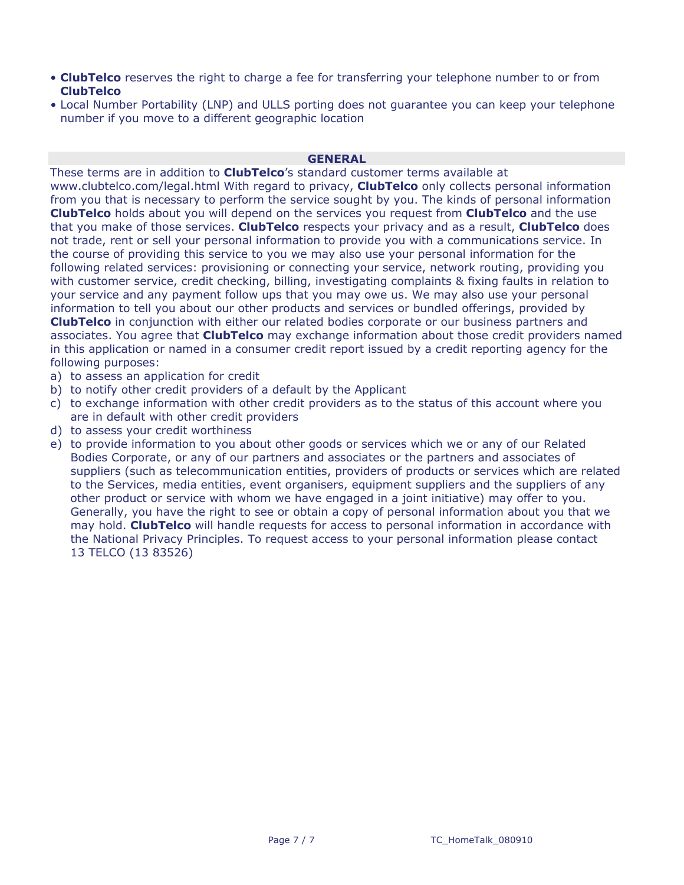- **ClubTelco** reserves the right to charge a fee for transferring your telephone number to or from **ClubTelco**
- Local Number Portability (LNP) and ULLS porting does not guarantee you can keep your telephone number if you move to a different geographic location

## GENERAL

These terms are in addition to **ClubTelco**'s standard customer terms available at www.clubtelco.com/legal.html With regard to privacy, **ClubTelco** only collects personal information from you that is necessary to perform the service sought by you. The kinds of personal information **ClubTelco** holds about you will depend on the services you request from **ClubTelco** and the use that you make of those services. **ClubTelco** respects your privacy and as a result, **ClubTelco** does not trade, rent or sell your personal information to provide you with a communications service. In the course of providing this service to you we may also use your personal information for the following related services: provisioning or connecting your service, network routing, providing you with customer service, credit checking, billing, investigating complaints & fixing faults in relation to your service and any payment follow ups that you may owe us. We may also use your personal information to tell you about our other products and services or bundled offerings, provided by **ClubTelco** in conjunction with either our related bodies corporate or our business partners and associates. You agree that **ClubTelco** may exchange information about those credit providers named in this application or named in a consumer credit report issued by a credit reporting agency for the following purposes:

a) to assess an application for credit
b) to notify other credit providers of a default by the Applicant
c) to exchange information with other credit providers as to the status of this account where you are in default with other credit providers
d) to assess your credit worthiness
e) to provide information to you about other goods or services which we or any of our Related Bodies Corporate, or any of our partners and associates or the partners and associates of suppliers (such as telecommunication entities, providers of products or services which are related to the Services, media entities, event organisers, equipment suppliers and the suppliers of any other product or service with whom we have engaged in a joint initiative) may offer to you. Generally, you have the right to see or obtain a copy of personal information about you that we may hold. **ClubTelco** will handle requests for access to personal information in accordance with the National Privacy Principles. To request access to your personal information please contact 13 TELCO (13 83526)

TC_HomeTalk_080910